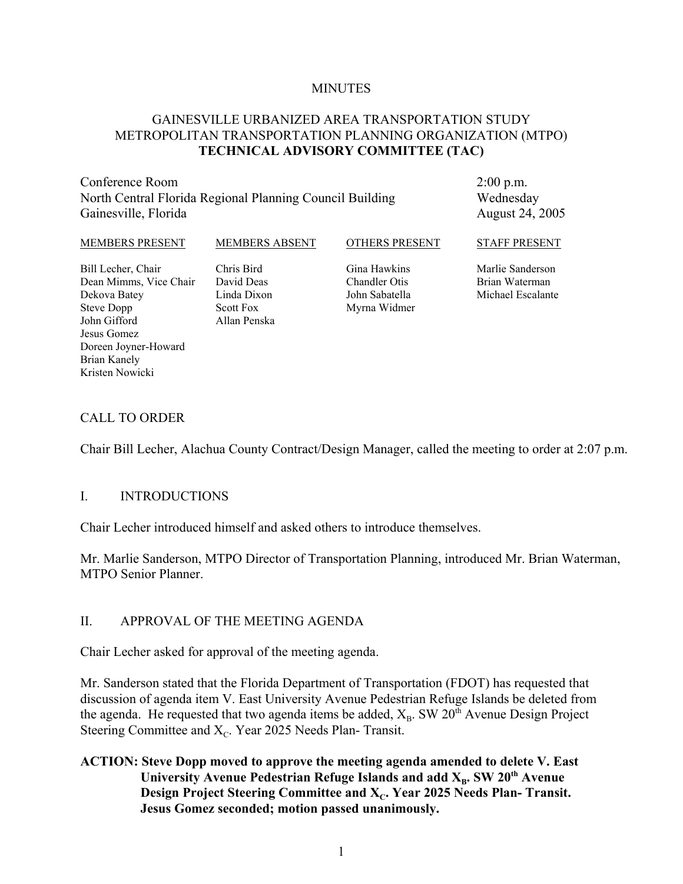MINUTES

# GAINESVILLE URBANIZED AREA TRANSPORTATION STUDY METROPOLITAN TRANSPORTATION PLANNING ORGANIZATION (MTPO) **TECHNICAL ADVISORY COMMITTEE (TAC)**

Conference Room
North Central Florida Regional Planning Council Building
Gainesville, Florida

2:00 p.m.
Wednesday
August 24, 2005

| MEMBERS PRESENT | MEMBERS ABSENT | OTHERS PRESENT | STAFF PRESENT |
|---|---|---|---|
| Bill Lecher, Chair | Chris Bird | Gina Hawkins | Marlie Sanderson |
| Dean Mimms, Vice Chair | David Deas | Chandler Otis | Brian Waterman |
| Dekova Batey | Linda Dixon | John Sabatella | Michael Escalante |
| Steve Dopp | Scott Fox | Myrna Widmer | |
| John Gifford | Allan Penska | | |
| Jesus Gomez | | | |
| Doreen Joyner-Howard | | | |
| Brian Kanely | | | |
| Kristen Nowicki | | | |

## CALL TO ORDER

Chair Bill Lecher, Alachua County Contract/Design Manager, called the meeting to order at 2:07 p.m.

## I. INTRODUCTIONS

Chair Lecher introduced himself and asked others to introduce themselves.

Mr. Marlie Sanderson, MTPO Director of Transportation Planning, introduced Mr. Brian Waterman, MTPO Senior Planner.

## II. APPROVAL OF THE MEETING AGENDA

Chair Lecher asked for approval of the meeting agenda.

Mr. Sanderson stated that the Florida Department of Transportation (FDOT) has requested that discussion of agenda item V. East University Avenue Pedestrian Refuge Islands be deleted from the agenda. He requested that two agenda items be added, $X_B$. SW 20th Avenue Design Project Steering Committee and $X_C$. Year 2025 Needs Plan- Transit.

**ACTION: Steve Dopp moved to approve the meeting agenda amended to delete V. East University Avenue Pedestrian Refuge Islands and add $X_B$. SW 20th Avenue Design Project Steering Committee and $X_C$. Year 2025 Needs Plan- Transit. Jesus Gomez seconded; motion passed unanimously.**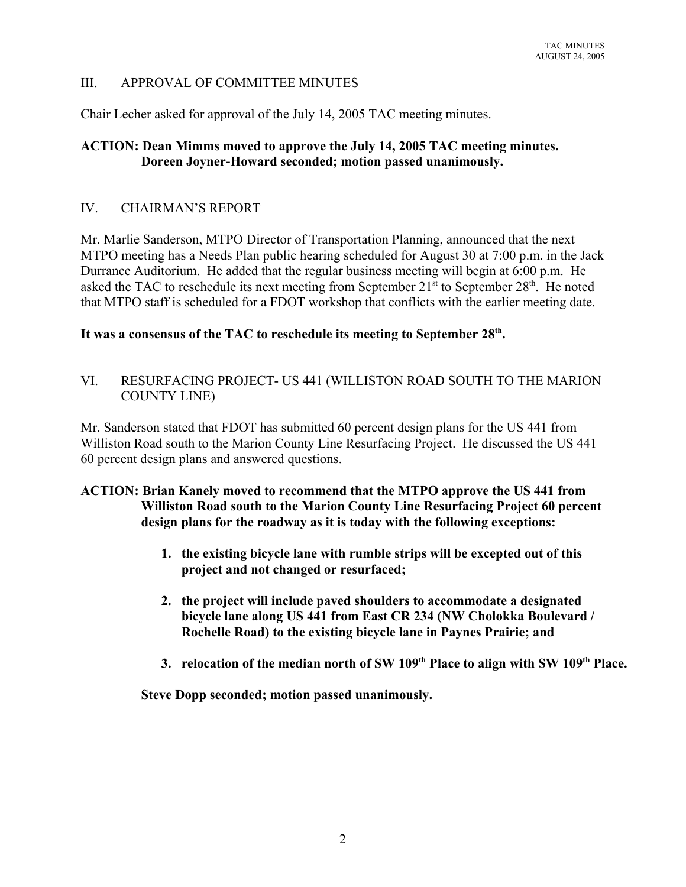## III. APPROVAL OF COMMITTEE MINUTES

Chair Lecher asked for approval of the July 14, 2005 TAC meeting minutes.

**ACTION: Dean Mimms moved to approve the July 14, 2005 TAC meeting minutes. Doreen Joyner-Howard seconded; motion passed unanimously.**

## IV. CHAIRMAN'S REPORT

Mr. Marlie Sanderson, MTPO Director of Transportation Planning, announced that the next MTPO meeting has a Needs Plan public hearing scheduled for August 30 at 7:00 p.m. in the Jack Durrance Auditorium. He added that the regular business meeting will begin at 6:00 p.m. He asked the TAC to reschedule its next meeting from September 21st to September 28th. He noted that MTPO staff is scheduled for a FDOT workshop that conflicts with the earlier meeting date.

**It was a consensus of the TAC to reschedule its meeting to September 28th.**

## VI. RESURFACING PROJECT- US 441 (WILLISTON ROAD SOUTH TO THE MARION COUNTY LINE)

Mr. Sanderson stated that FDOT has submitted 60 percent design plans for the US 441 from Williston Road south to the Marion County Line Resurfacing Project. He discussed the US 441 60 percent design plans and answered questions.

**ACTION: Brian Kanely moved to recommend that the MTPO approve the US 441 from Williston Road south to the Marion County Line Resurfacing Project 60 percent design plans for the roadway as it is today with the following exceptions:**

1. **the existing bicycle lane with rumble strips will be excepted out of this project and not changed or resurfaced;**
2. **the project will include paved shoulders to accommodate a designated bicycle lane along US 441 from East CR 234 (NW Cholokka Boulevard / Rochelle Road) to the existing bicycle lane in Paynes Prairie; and**
3. **relocation of the median north of SW 109th Place to align with SW 109th Place.**

**Steve Dopp seconded; motion passed unanimously.**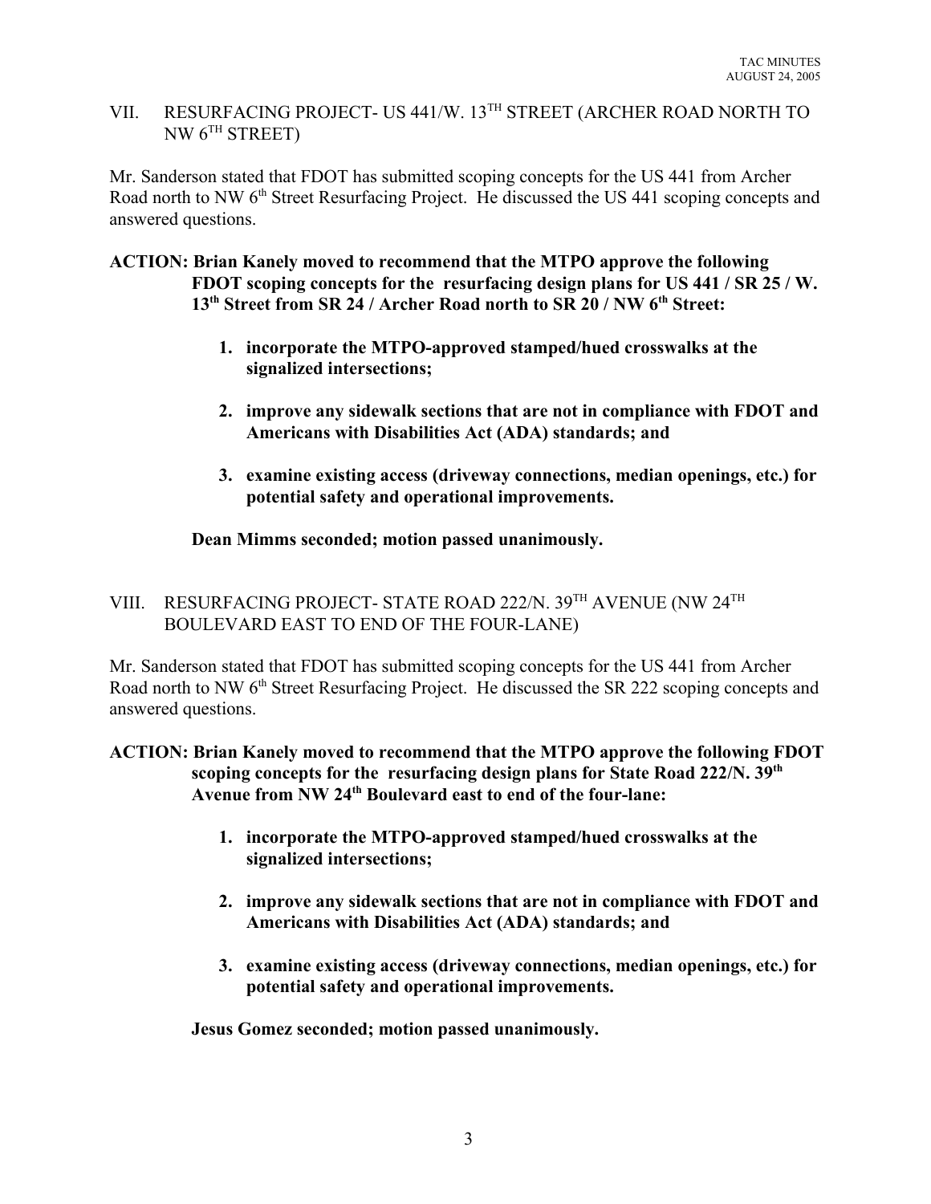## VII. RESURFACING PROJECT- US 441/W. 13TH STREET (ARCHER ROAD NORTH TO NW 6TH STREET)

Mr. Sanderson stated that FDOT has submitted scoping concepts for the US 441 from Archer Road north to NW 6th Street Resurfacing Project. He discussed the US 441 scoping concepts and answered questions.

**ACTION: Brian Kanely moved to recommend that the MTPO approve the following FDOT scoping concepts for the resurfacing design plans for US 441 / SR 25 / W. 13th Street from SR 24 / Archer Road north to SR 20 / NW 6th Street:**

1. **incorporate the MTPO-approved stamped/hued crosswalks at the signalized intersections;**

2. **improve any sidewalk sections that are not in compliance with FDOT and Americans with Disabilities Act (ADA) standards; and**

3. **examine existing access (driveway connections, median openings, etc.) for potential safety and operational improvements.**

**Dean Mimms seconded; motion passed unanimously.**

## VIII. RESURFACING PROJECT- STATE ROAD 222/N. 39TH AVENUE (NW 24TH BOULEVARD EAST TO END OF THE FOUR-LANE)

Mr. Sanderson stated that FDOT has submitted scoping concepts for the US 441 from Archer Road north to NW 6th Street Resurfacing Project. He discussed the SR 222 scoping concepts and answered questions.

**ACTION: Brian Kanely moved to recommend that the MTPO approve the following FDOT scoping concepts for the resurfacing design plans for State Road 222/N. 39th Avenue from NW 24th Boulevard east to end of the four-lane:**

1. **incorporate the MTPO-approved stamped/hued crosswalks at the signalized intersections;**

2. **improve any sidewalk sections that are not in compliance with FDOT and Americans with Disabilities Act (ADA) standards; and**

3. **examine existing access (driveway connections, median openings, etc.) for potential safety and operational improvements.**

**Jesus Gomez seconded; motion passed unanimously.**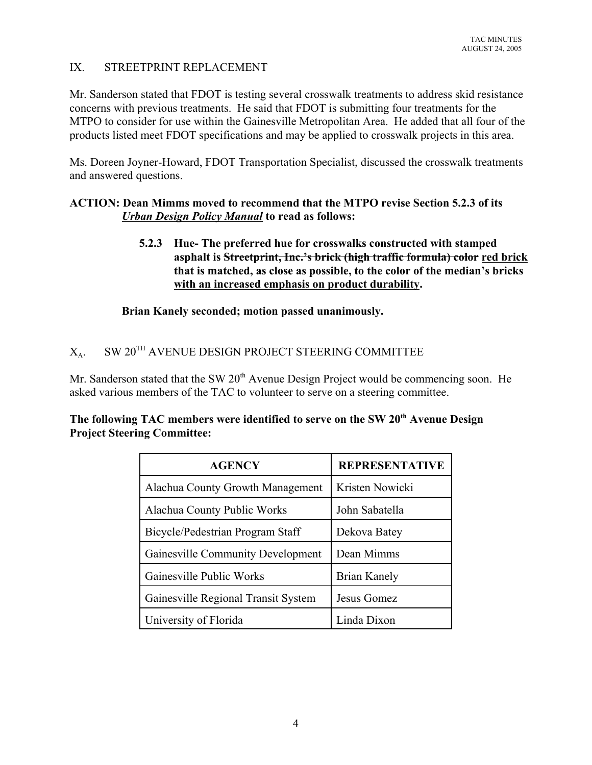## IX. STREETPRINT REPLACEMENT

Mr. Sanderson stated that FDOT is testing several crosswalk treatments to address skid resistance concerns with previous treatments. He said that FDOT is submitting four treatments for the MTPO to consider for use within the Gainesville Metropolitan Area. He added that all four of the products listed meet FDOT specifications and may be applied to crosswalk projects in this area.

Ms. Doreen Joyner-Howard, FDOT Transportation Specialist, discussed the crosswalk treatments and answered questions.

**ACTION: Dean Mimms moved to recommend that the MTPO revise Section 5.2.3 of its *<u>Urban Design Policy Manual</u>* to read as follows:**

> **5.2.3 Hue- The preferred hue for crosswalks constructed with stamped asphalt is ~~Streetprint, Inc.'s brick (high traffic formula) color~~ <u>red brick</u> that is matched, as close as possible, to the color of the median's bricks <u>with an increased emphasis on product durability</u>.**

**Brian Kanely seconded; motion passed unanimously.**

## $X_A$. SW 20TH AVENUE DESIGN PROJECT STEERING COMMITTEE

Mr. Sanderson stated that the SW 20th Avenue Design Project would be commencing soon. He asked various members of the TAC to volunteer to serve on a steering committee.

**The following TAC members were identified to serve on the SW 20th Avenue Design Project Steering Committee:**

| AGENCY | REPRESENTATIVE |
|---|---|
| Alachua County Growth Management | Kristen Nowicki |
| Alachua County Public Works | John Sabatella |
| Bicycle/Pedestrian Program Staff | Dekova Batey |
| Gainesville Community Development | Dean Mimms |
| Gainesville Public Works | Brian Kanely |
| Gainesville Regional Transit System | Jesus Gomez |
| University of Florida | Linda Dixon |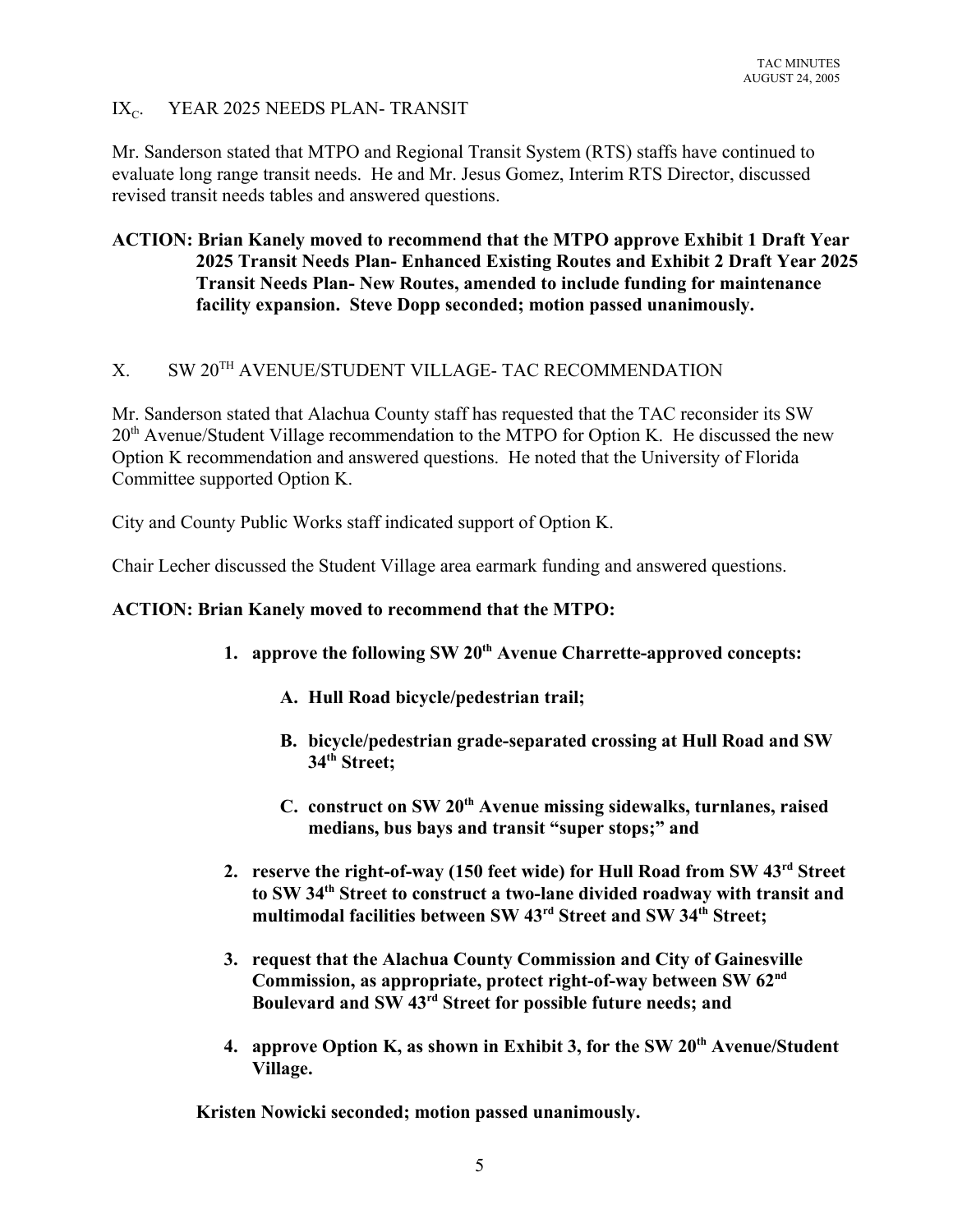## IX$_C$. YEAR 2025 NEEDS PLAN- TRANSIT

Mr. Sanderson stated that MTPO and Regional Transit System (RTS) staffs have continued to evaluate long range transit needs. He and Mr. Jesus Gomez, Interim RTS Director, discussed revised transit needs tables and answered questions.

**ACTION: Brian Kanely moved to recommend that the MTPO approve Exhibit 1 Draft Year 2025 Transit Needs Plan- Enhanced Existing Routes and Exhibit 2 Draft Year 2025 Transit Needs Plan- New Routes, amended to include funding for maintenance facility expansion. Steve Dopp seconded; motion passed unanimously.**

## X. SW 20TH AVENUE/STUDENT VILLAGE- TAC RECOMMENDATION

Mr. Sanderson stated that Alachua County staff has requested that the TAC reconsider its SW 20th Avenue/Student Village recommendation to the MTPO for Option K. He discussed the new Option K recommendation and answered questions. He noted that the University of Florida Committee supported Option K.

City and County Public Works staff indicated support of Option K.

Chair Lecher discussed the Student Village area earmark funding and answered questions.

**ACTION: Brian Kanely moved to recommend that the MTPO:**

1. **approve the following SW 20th Avenue Charrette-approved concepts:**
   - **A. Hull Road bicycle/pedestrian trail;**
   - **B. bicycle/pedestrian grade-separated crossing at Hull Road and SW 34th Street;**
   - **C. construct on SW 20th Avenue missing sidewalks, turnlanes, raised medians, bus bays and transit "super stops;" and**
2. **reserve the right-of-way (150 feet wide) for Hull Road from SW 43rd Street to SW 34th Street to construct a two-lane divided roadway with transit and multimodal facilities between SW 43rd Street and SW 34th Street;**
3. **request that the Alachua County Commission and City of Gainesville Commission, as appropriate, protect right-of-way between SW 62nd Boulevard and SW 43rd Street for possible future needs; and**
4. **approve Option K, as shown in Exhibit 3, for the SW 20th Avenue/Student Village.**

**Kristen Nowicki seconded; motion passed unanimously.**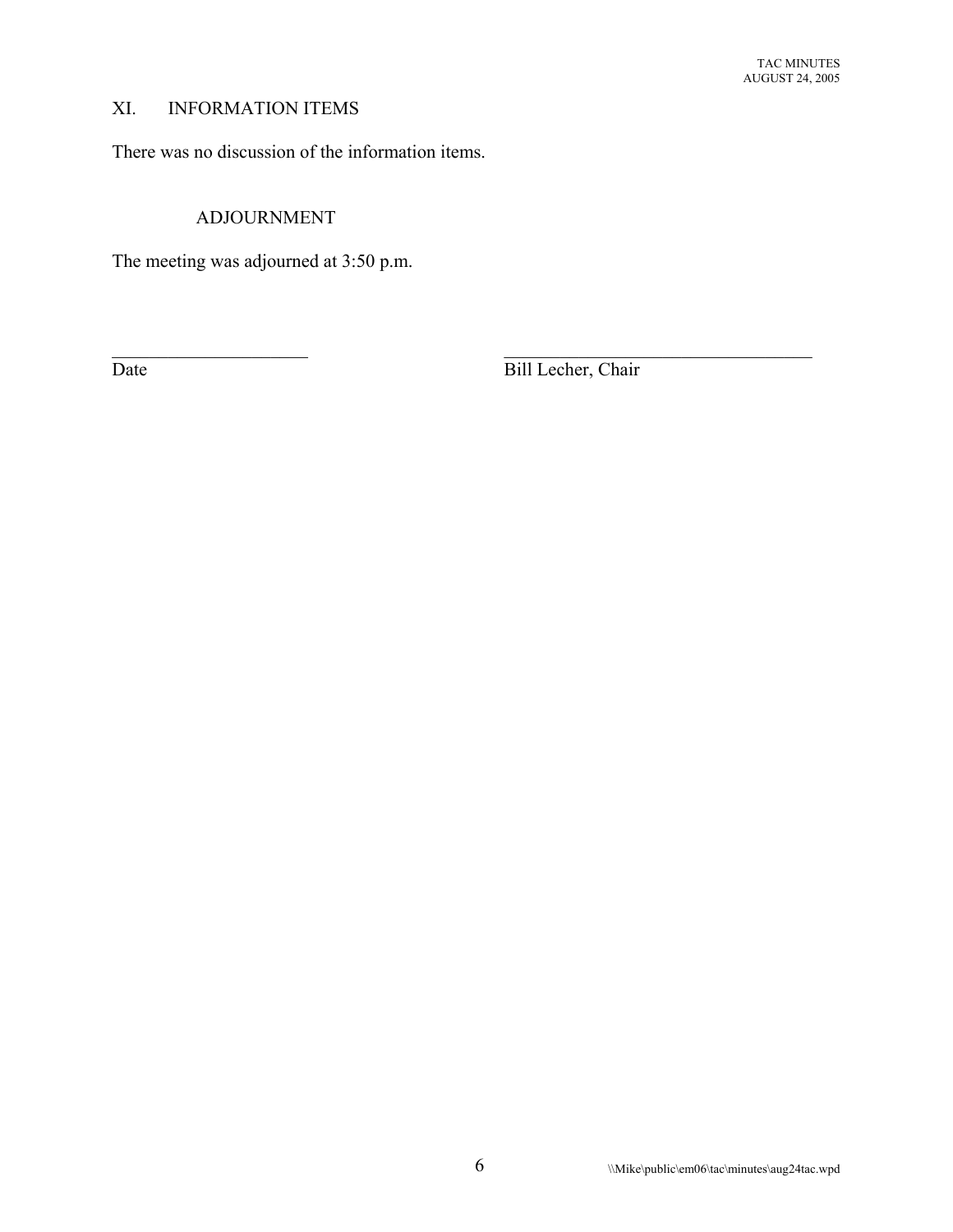## XI. INFORMATION ITEMS

There was no discussion of the information items.

## ADJOURNMENT

The meeting was adjourned at 3:50 p.m.

\_\_\_\_\_\_\_\_\_\_\_\_\_\_\_\_\_\_\_\_\_\_ \_\_\_\_\_\_\_\_\_\_\_\_\_\_\_\_\_\_\_\_\_\_\_\_\_\_\_\_\_\_\_\_\_\_\_

Date Bill Lecher, Chair

\\Mike\public\em06\tac\minutes\aug24tac.wpd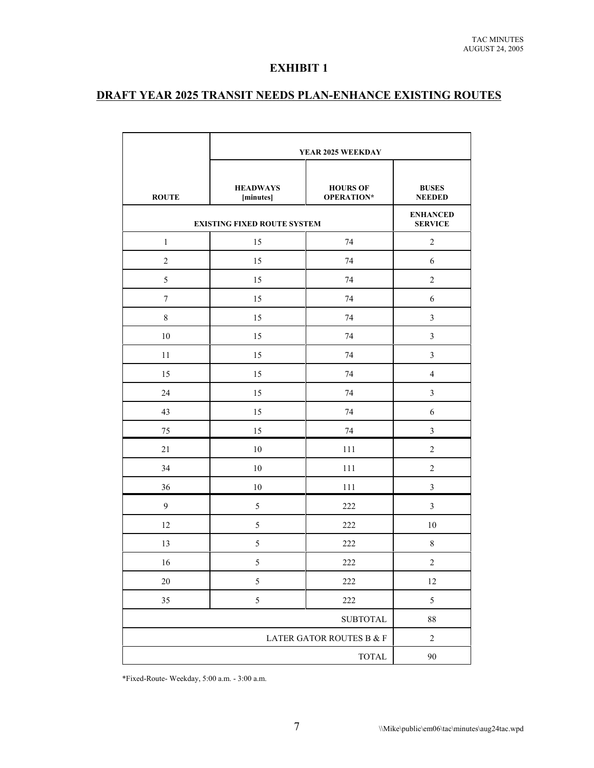# EXHIBIT 1

## DRAFT YEAR 2025 TRANSIT NEEDS PLAN-ENHANCE EXISTING ROUTES

| | YEAR 2025 WEEKDAY | | |
|---|---|---|---|
| **ROUTE** | **HEADWAYS [minutes]** | **HOURS OF OPERATION*** | **BUSES NEEDED** |
| **EXISTING FIXED ROUTE SYSTEM** | | | **ENHANCED SERVICE** |
| 1 | 15 | 74 | 2 |
| 2 | 15 | 74 | 6 |
| 5 | 15 | 74 | 2 |
| 7 | 15 | 74 | 6 |
| 8 | 15 | 74 | 3 |
| 10 | 15 | 74 | 3 |
| 11 | 15 | 74 | 3 |
| 15 | 15 | 74 | 4 |
| 24 | 15 | 74 | 3 |
| 43 | 15 | 74 | 6 |
| 75 | 15 | 74 | 3 |
| 21 | 10 | 111 | 2 |
| 34 | 10 | 111 | 2 |
| 36 | 10 | 111 | 3 |
| 9 | 5 | 222 | 3 |
| 12 | 5 | 222 | 10 |
| 13 | 5 | 222 | 8 |
| 16 | 5 | 222 | 2 |
| 20 | 5 | 222 | 12 |
| 35 | 5 | 222 | 5 |
| | | SUBTOTAL | 88 |
| | | LATER GATOR ROUTES B & F | 2 |
| | | TOTAL | 90 |

*Fixed-Route- Weekday, 5:00 a.m. - 3:00 a.m.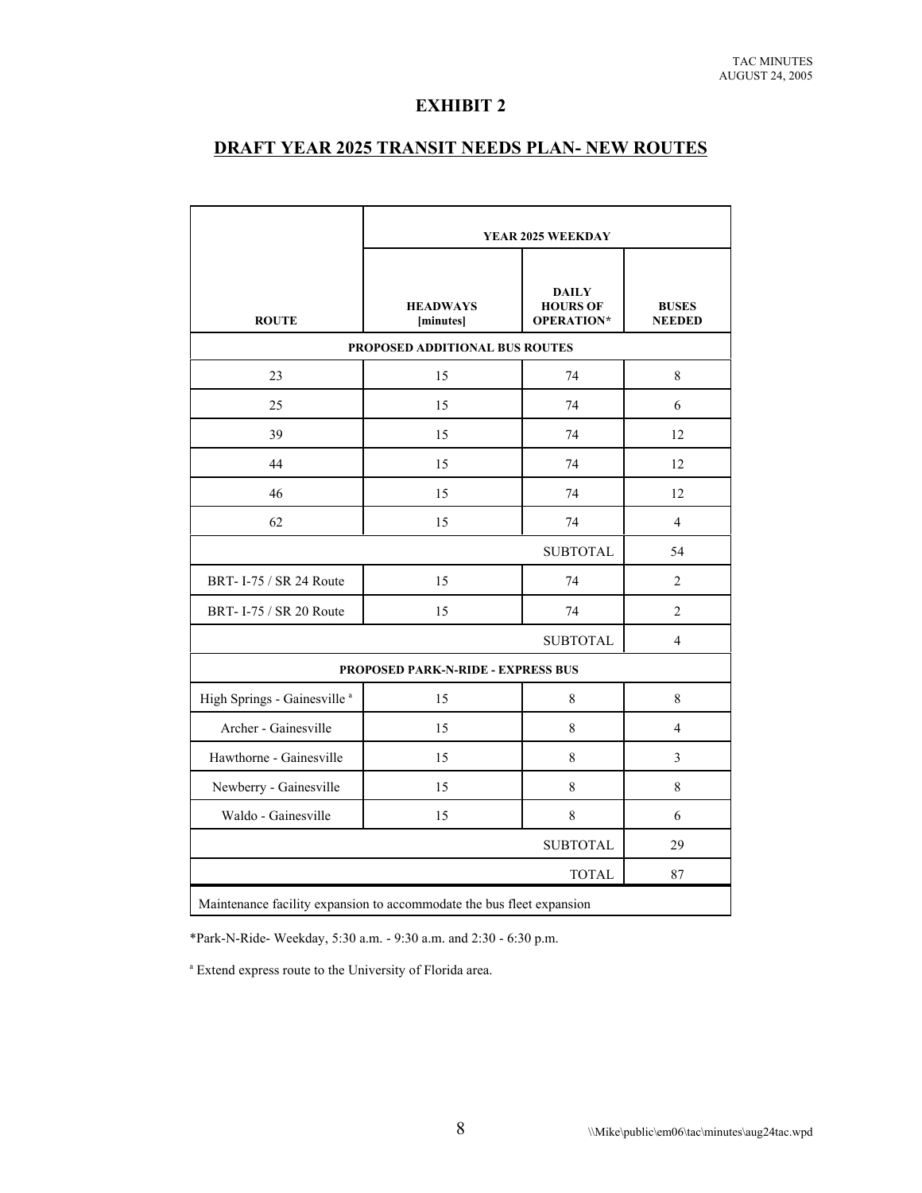# EXHIBIT 2

## DRAFT YEAR 2025 TRANSIT NEEDS PLAN- NEW ROUTES

| ROUTE | YEAR 2025 WEEKDAY | | |
|---|---|---|---|
| | HEADWAYS [minutes] | DAILY HOURS OF OPERATION* | BUSES NEEDED |
| **PROPOSED ADDITIONAL BUS ROUTES** | | | |
| 23 | 15 | 74 | 8 |
| 25 | 15 | 74 | 6 |
| 39 | 15 | 74 | 12 |
| 44 | 15 | 74 | 12 |
| 46 | 15 | 74 | 12 |
| 62 | 15 | 74 | 4 |
| | | SUBTOTAL | 54 |
| BRT- I-75 / SR 24 Route | 15 | 74 | 2 |
| BRT- I-75 / SR 20 Route | 15 | 74 | 2 |
| | | SUBTOTAL | 4 |
| **PROPOSED PARK-N-RIDE - EXPRESS BUS** | | | |
| High Springs - Gainesville [a] | 15 | 8 | 8 |
| Archer - Gainesville | 15 | 8 | 4 |
| Hawthorne - Gainesville | 15 | 8 | 3 |
| Newberry - Gainesville | 15 | 8 | 8 |
| Waldo - Gainesville | 15 | 8 | 6 |
| | | SUBTOTAL | 29 |
| | | TOTAL | 87 |
| Maintenance facility expansion to accommodate the bus fleet expansion | | | |

*Park-N-Ride- Weekday, 5:30 a.m. - 9:30 a.m. and 2:30 - 6:30 p.m.

[a] Extend express route to the University of Florida area.